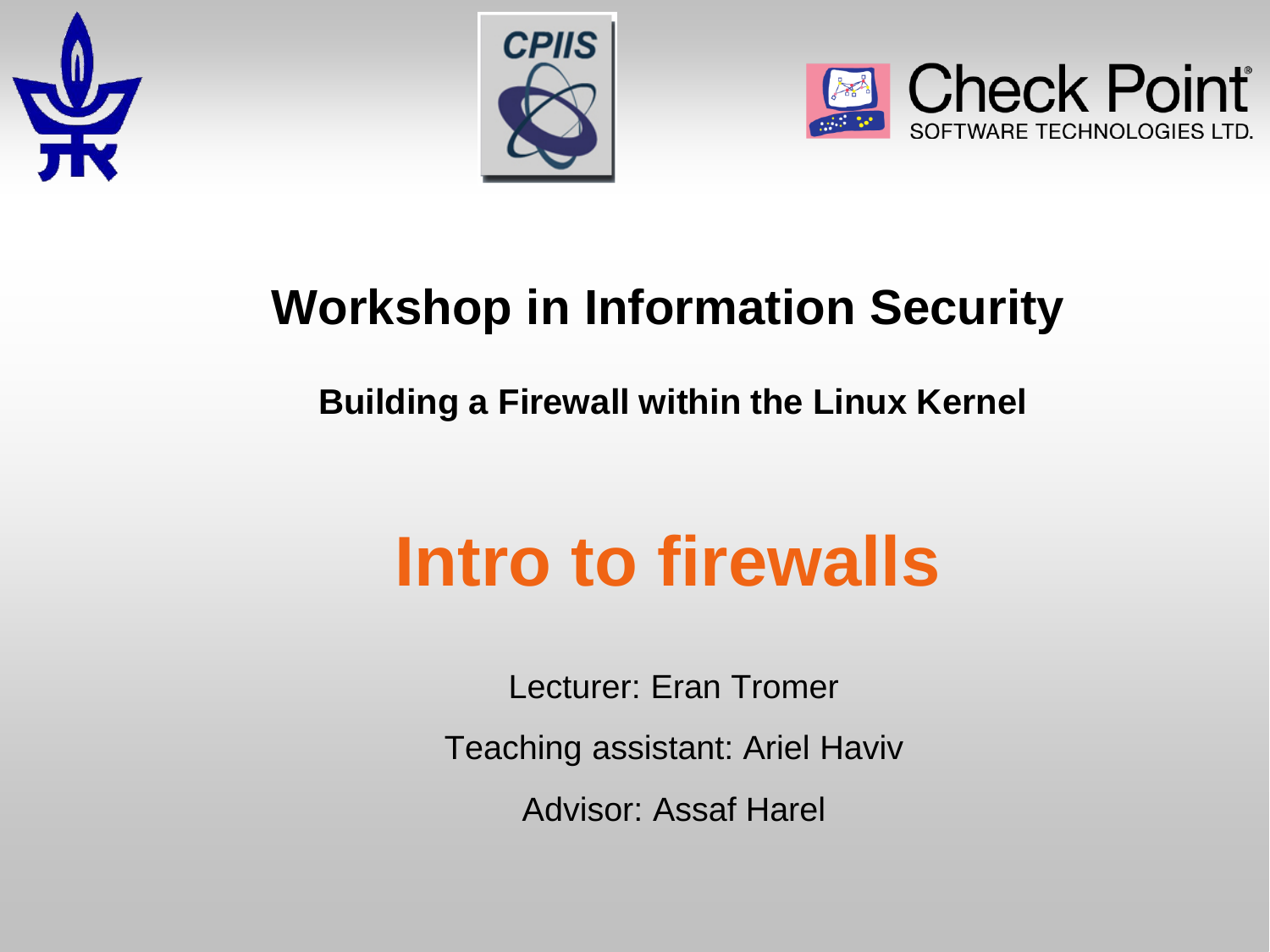# Workshop in Information Security

## Building a Firewall within the Linux Kernel

# Intro to firewalls

Lecturer: Eran Tromer

Teaching assistant: Ariel Haviv

Advisor: Assaf Harel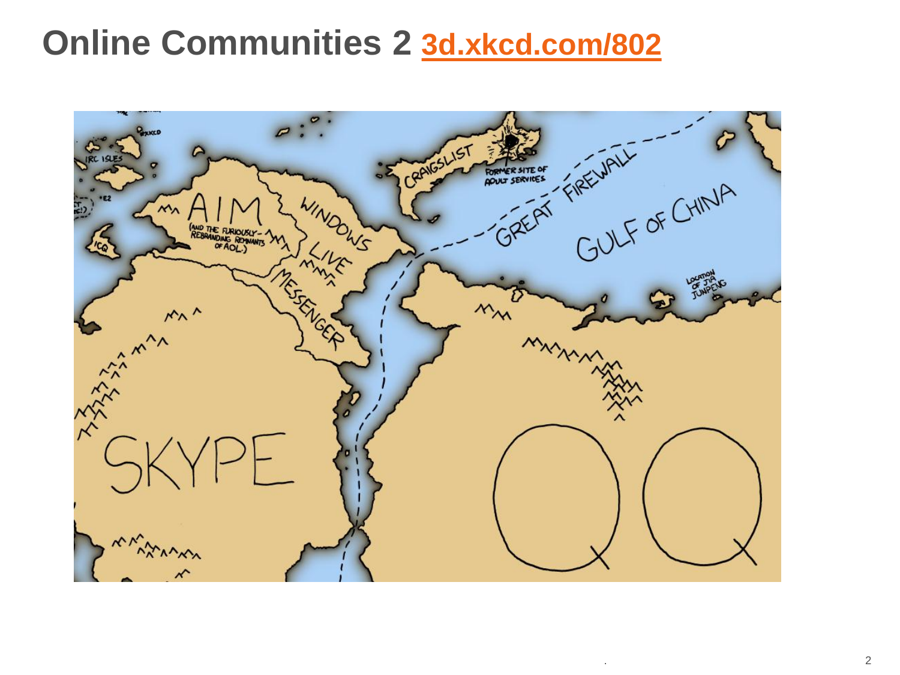# Online Communities 2 3d.xkcd.com/802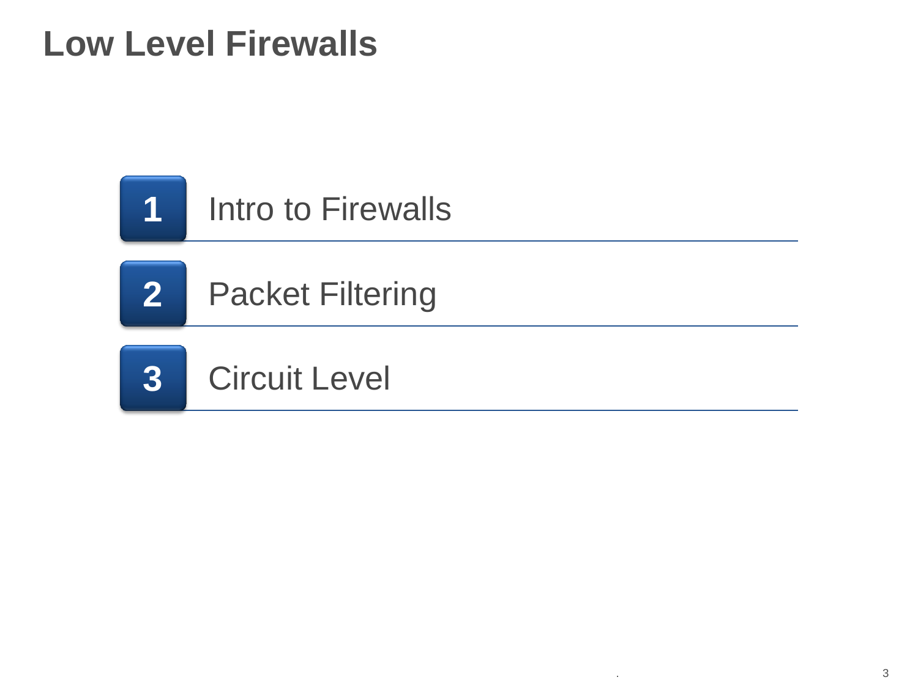# Low Level Firewalls

1. Intro to Firewalls
2. Packet Filtering
3. Circuit Level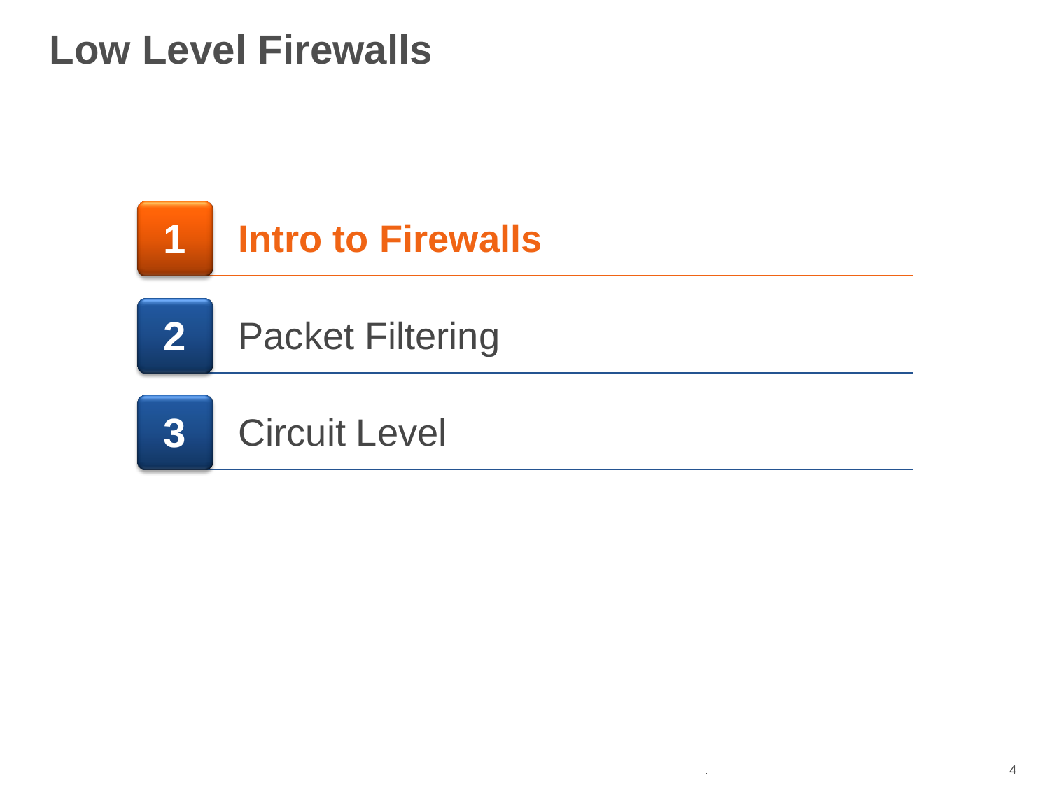# Low Level Firewalls

1. **Intro to Firewalls**
2. Packet Filtering
3. Circuit Level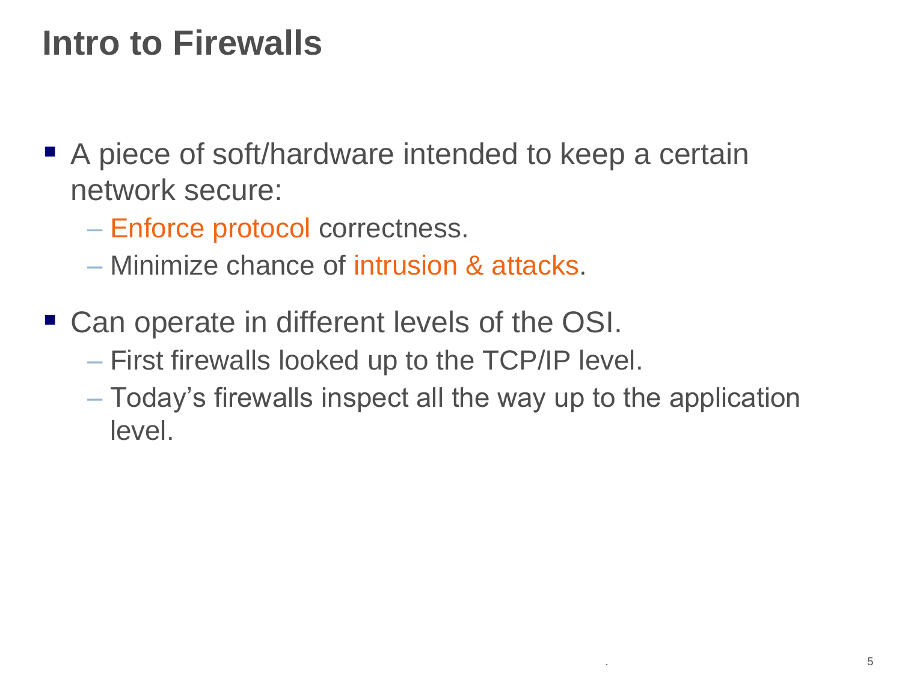# Intro to Firewalls

- A piece of soft/hardware intended to keep a certain network secure:
  - Enforce protocol correctness.
  - Minimize chance of intrusion & attacks.
- Can operate in different levels of the OSI.
  - First firewalls looked up to the TCP/IP level.
  - Today's firewalls inspect all the way up to the application level.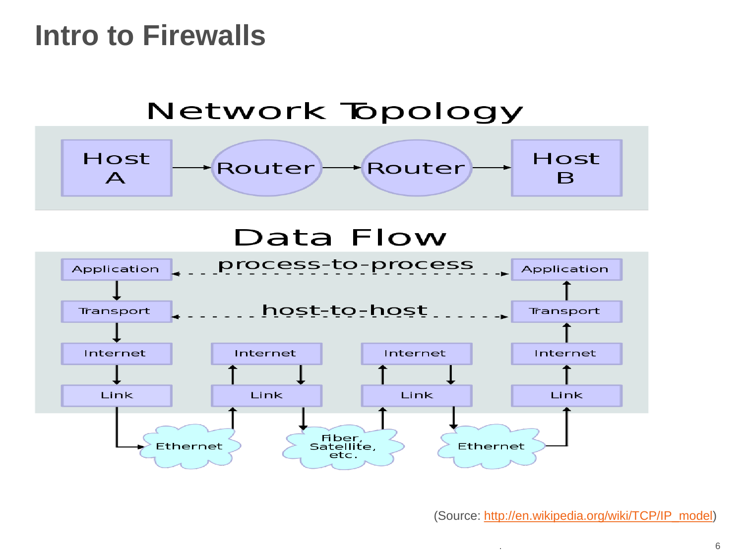# Intro to Firewalls

## Network Topology

Host A → Router → Router → Host B

## Data Flow

| Host A | Router | Router | Host B |
|---|---|---|---|
| Application | | | Application |
| Transport | | | Transport |
| Internet | Internet | Internet | Internet |
| Link | Link | Link | Link |

- Application ↔ Application: process-to-process
- Transport ↔ Transport: host-to-host
- Link ↔ Link: Ethernet
- Link ↔ Link: Fiber, Satellite, etc.
- Link ↔ Link: Ethernet

(Source: http://en.wikipedia.org/wiki/TCP/IP_model)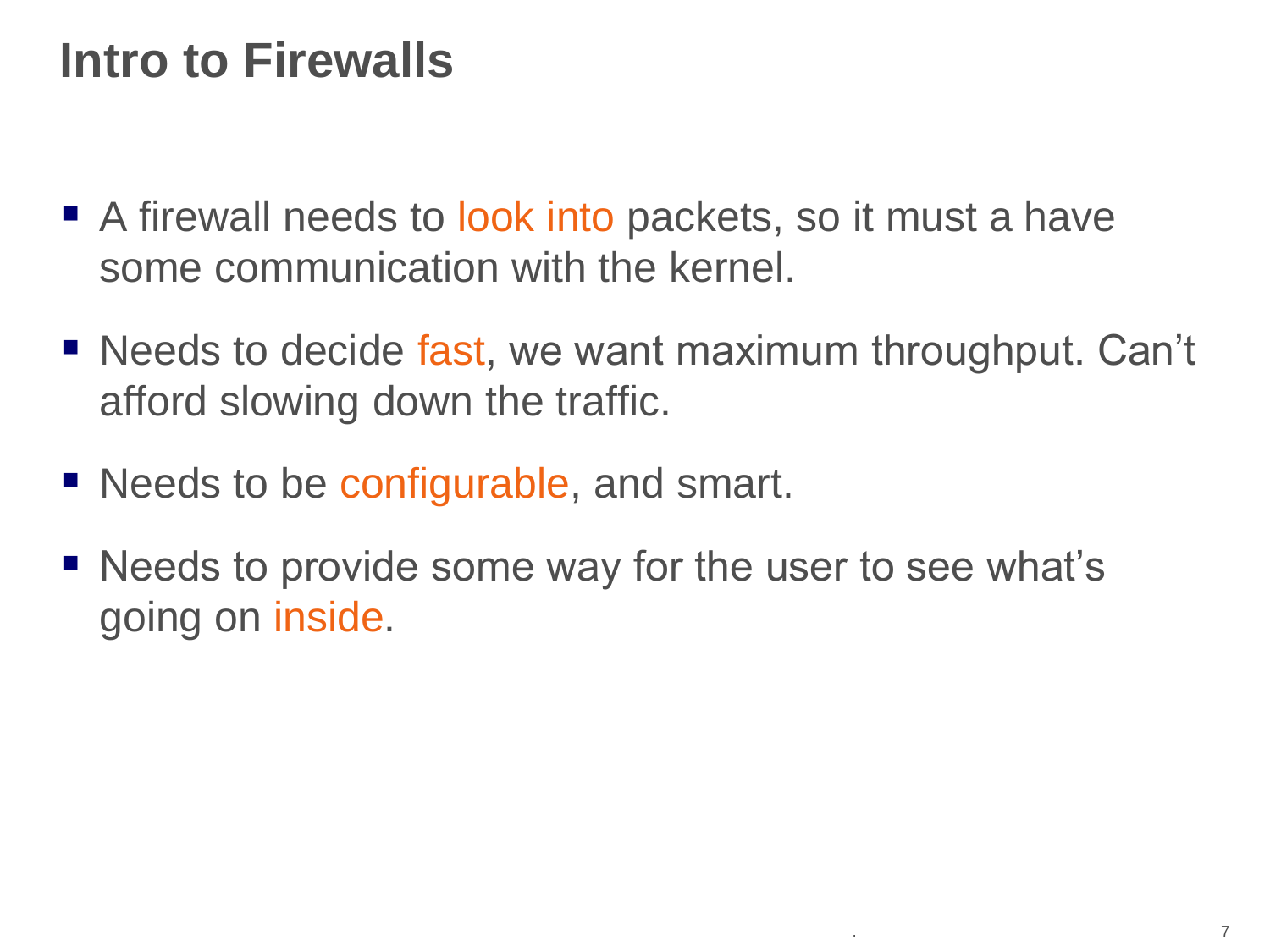# Intro to Firewalls

- A firewall needs to look into packets, so it must a have some communication with the kernel.
- Needs to decide fast, we want maximum throughput. Can't afford slowing down the traffic.
- Needs to be configurable, and smart.
- Needs to provide some way for the user to see what's going on inside.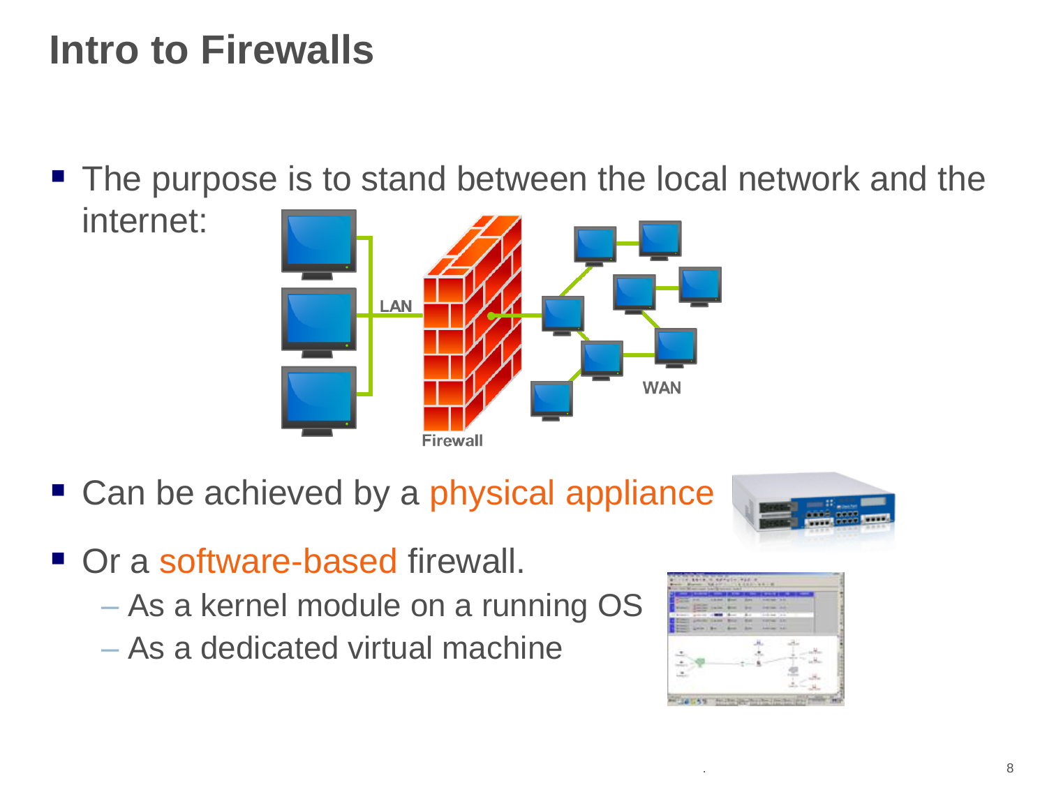# Intro to Firewalls

- The purpose is to stand between the local network and the internet:
- Can be achieved by a physical appliance
- Or a software-based firewall.
  - As a kernel module on a running OS
  - As a dedicated virtual machine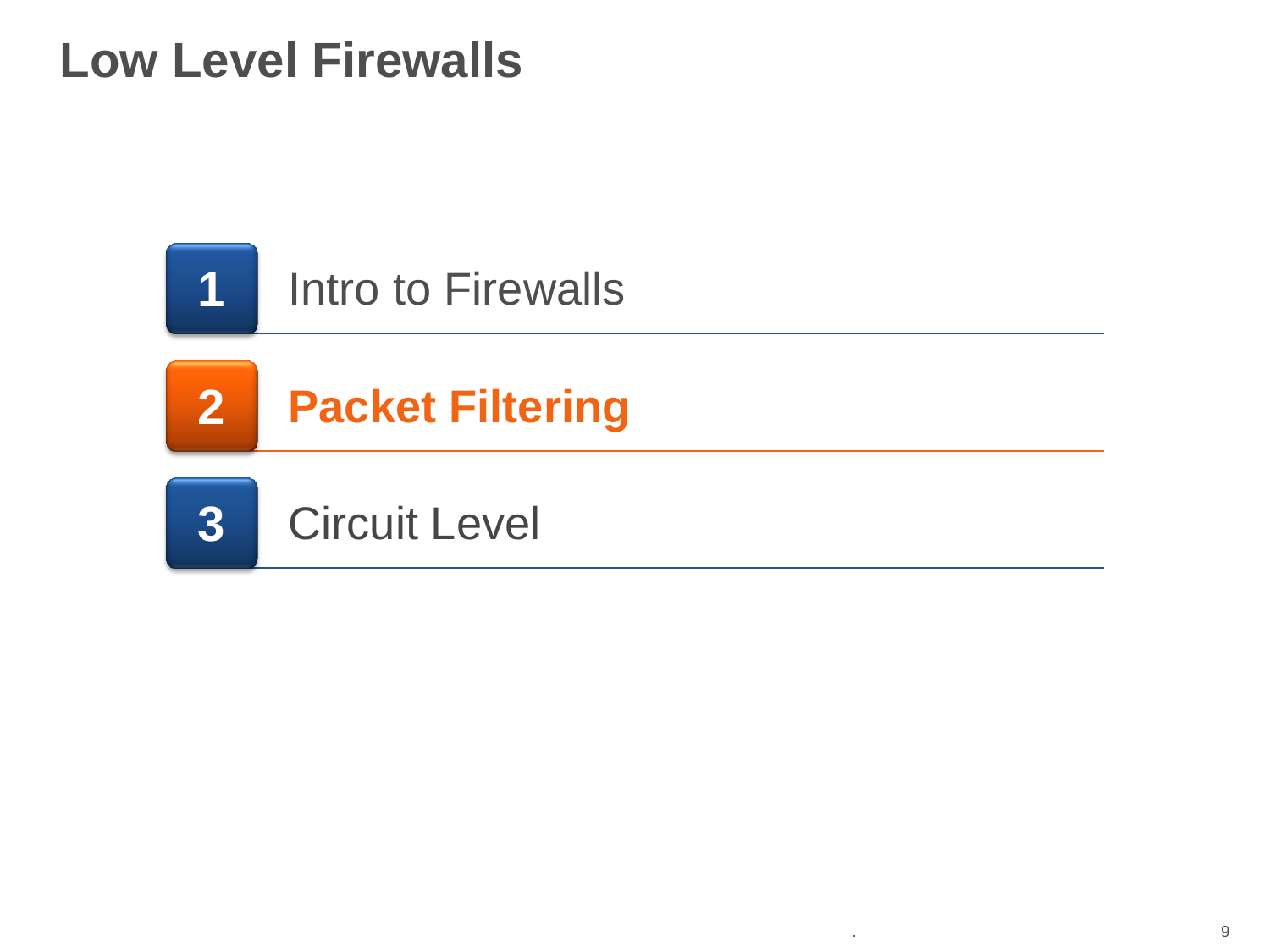# Low Level Firewalls

1. Intro to Firewalls
2. **Packet Filtering**
3. Circuit Level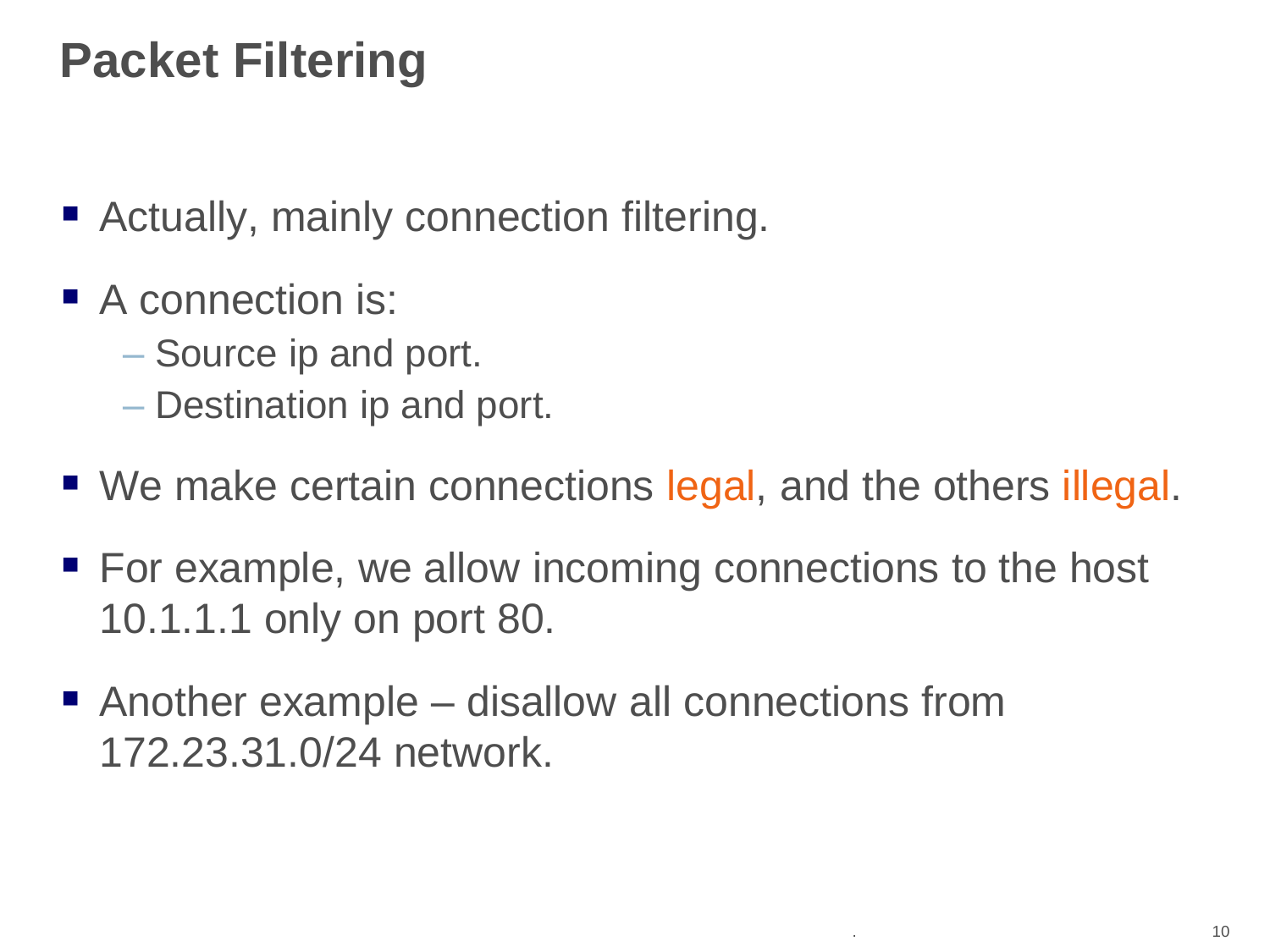# Packet Filtering

- Actually, mainly connection filtering.
- A connection is:
  - Source ip and port.
  - Destination ip and port.
- We make certain connections legal, and the others illegal.
- For example, we allow incoming connections to the host 10.1.1.1 only on port 80.
- Another example – disallow all connections from 172.23.31.0/24 network.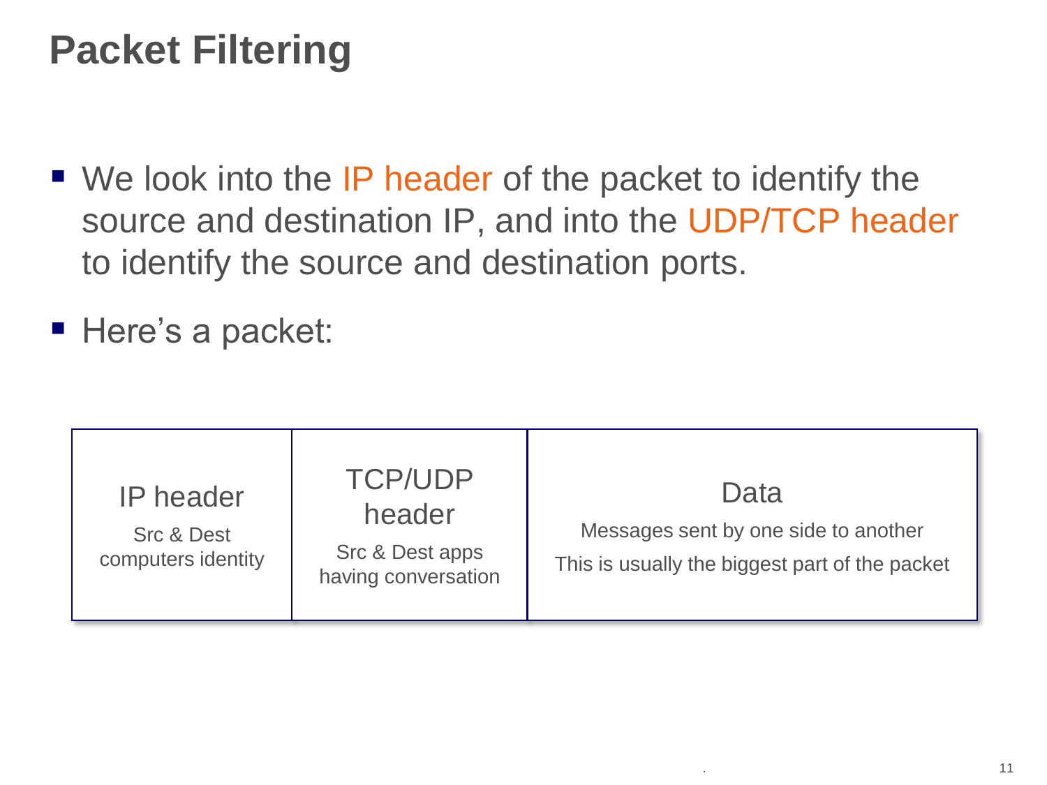# Packet Filtering

- We look into the IP header of the packet to identify the source and destination IP, and into the UDP/TCP header to identify the source and destination ports.
- Here's a packet:

| IP header | TCP/UDP header | Data |
| --- | --- | --- |
| Src & Dest computers identity | Src & Dest apps having conversation | Messages sent by one side to another<br>This is usually the biggest part of the packet |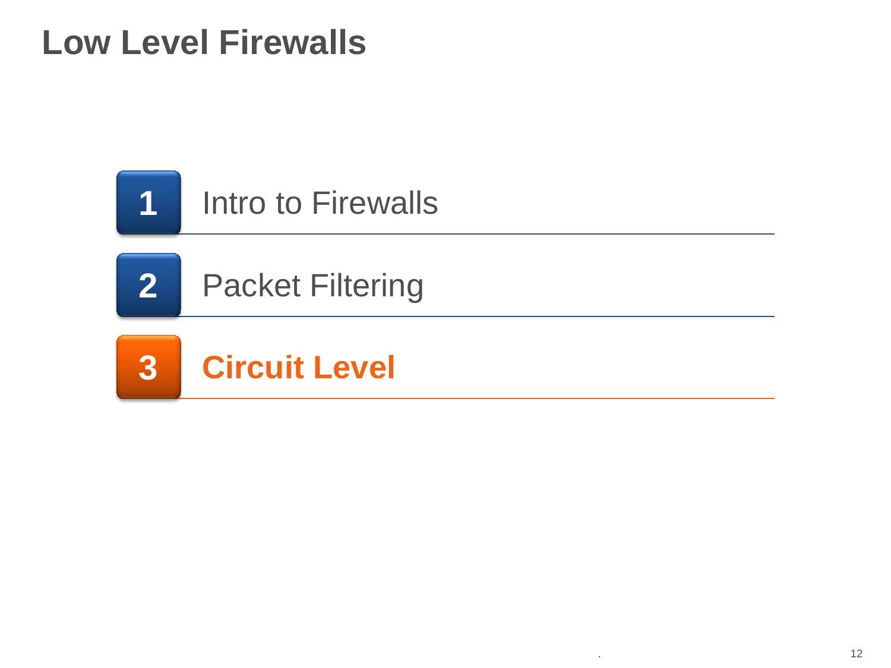# Low Level Firewalls

1. Intro to Firewalls
2. Packet Filtering
3. **Circuit Level**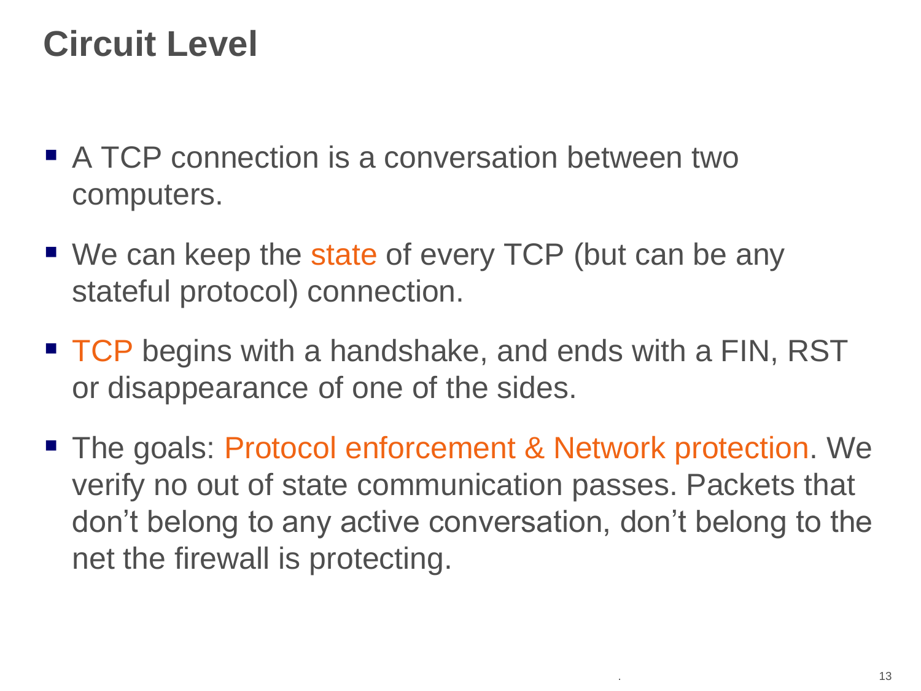# Circuit Level

- A TCP connection is a conversation between two computers.
- We can keep the state of every TCP (but can be any stateful protocol) connection.
- TCP begins with a handshake, and ends with a FIN, RST or disappearance of one of the sides.
- The goals: Protocol enforcement & Network protection. We verify no out of state communication passes. Packets that don't belong to any active conversation, don't belong to the net the firewall is protecting.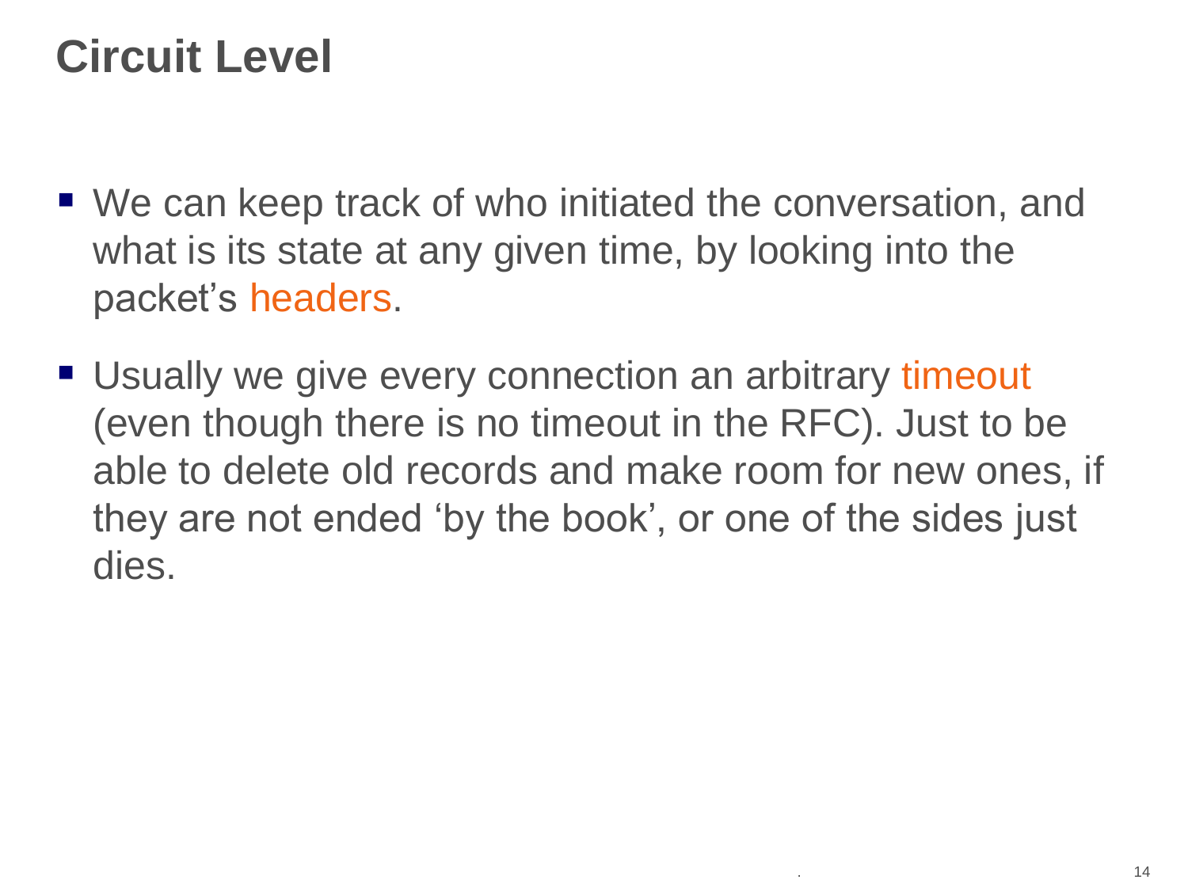# Circuit Level

- We can keep track of who initiated the conversation, and what is its state at any given time, by looking into the packet's headers.
- Usually we give every connection an arbitrary timeout (even though there is no timeout in the RFC). Just to be able to delete old records and make room for new ones, if they are not ended 'by the book', or one of the sides just dies.